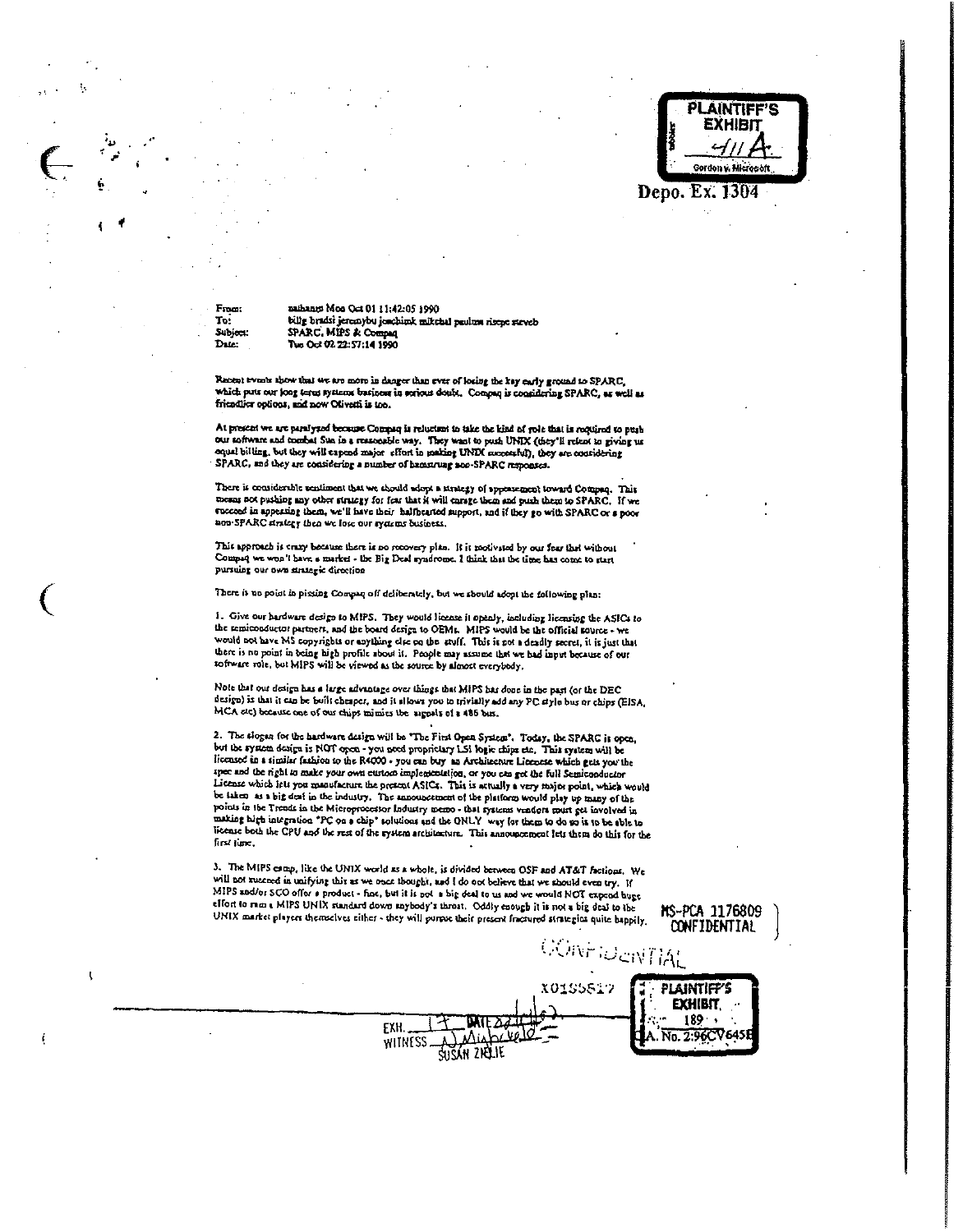PLAINTIFF'S EXHIBIT 411A Gordon v. Microsoft

Depo. Ex. 1304

From: nathanm Mon Oct 01 11:42:05 1990
To: billg bradsi jeremybu joachimk mikehal paulma risepc steveb
Subject: SPARC, MIPS & Compaq
Date: Tue Oct 02 22:57:14 1990

Recent events show that we are more in danger than ever of losing the key early ground to SPARC, which puts our long term systems business in serious doubt. Compaq is considering SPARC, as well as friendlier options, and now Olivetti is too.

At present we are paralyzed because Compaq is reluctant to take the kind of role that is required to push our software and combat Sun in a reasonable way. They want to push UNIX (they'll relent to giving us equal billing, but they will expend major effort in making UNIX successful), they are considering SPARC, and they are considering a number of hamstrung non-SPARC responses.

There is considerable sentiment that we should adopt a strategy of appeasement toward Compaq. This means not pushing any other strategy for fear that it will enrage them and push them to SPARC. If we succeed in appeasing them, we'll have their halfhearted support, and if they go with SPARC or a poor non-SPARC strategy then we lose our systems business.

This approach is crazy because there is no recovery plan. It is motivated by our fear that without Compaq we won't have a market - the Big Deal syndrome. I think that the time has come to start pursuing our own strategic direction

There is no point in pissing Compaq off deliberately, but we should adopt the following plan:

1. Give our hardware design to MIPS. They would license it openly, including licensing the ASICs to the semiconductor partners, and the board design to OEMs. MIPS would be the official source - we would not have MS copyrights or anything else on the stuff. This is not a deadly secret, it is just that there is no point in being high profile about it. People may assume that we had input because of our software role, but MIPS will be viewed as the source by almost everybody.

Note that our design has a large advantage over things that MIPS has done in the past (or the DEC design) is that it can be built cheaper, and it allows you to trivially add any PC style bus or chips (EISA, MCA etc) because one of our chips mimics the signals of a 486 bus.

2. The slogan for the hardware design will be "The First Open System". Today, the SPARC is open, but the system design is NOT open - you need proprietary LSI logic chips etc. This system will be licensed in a similar fashion to the R4000 - you can buy an Architecture License which gets you the spec and the right to make your own custom implementation, or you can get the full Semiconductor License which lets you manufacture the present ASICs. This is actually a very major point, which would be taken as a big deal in the industry. The announcement of the platform would play up many of the points in the Trends in the Microprocessor Industry memo - that systems vendors must get involved in making high integration "PC on a chip" solutions and the ONLY way for them to do so is to be able to license both the CPU and the rest of the system architecture. This announcement lets them do this for the first time.

3. The MIPS camp, like the UNIX world as a whole, is divided between OSF and AT&T factions. We will not succeed in unifying this as we once thought, and I do not believe that we should even try. If MIPS and/or SCO offer a product - fine, but it is not a big deal to us and we would NOT expend huge effort to ram a MIPS UNIX standard down anybody's throat. Oddly enough it is not a big deal to the UNIX market players themselves either - they will pursue their present fractured strategies quite happily.

MS-PCA 1176809
CONFIDENTIAL

CONFIDENTIAL

X0155517

EXH. 17 DATE
WITNESS
SUSAN ZIELIE

PLAINTIFF'S EXHIBIT 189
C.A. No. 2:96CV645B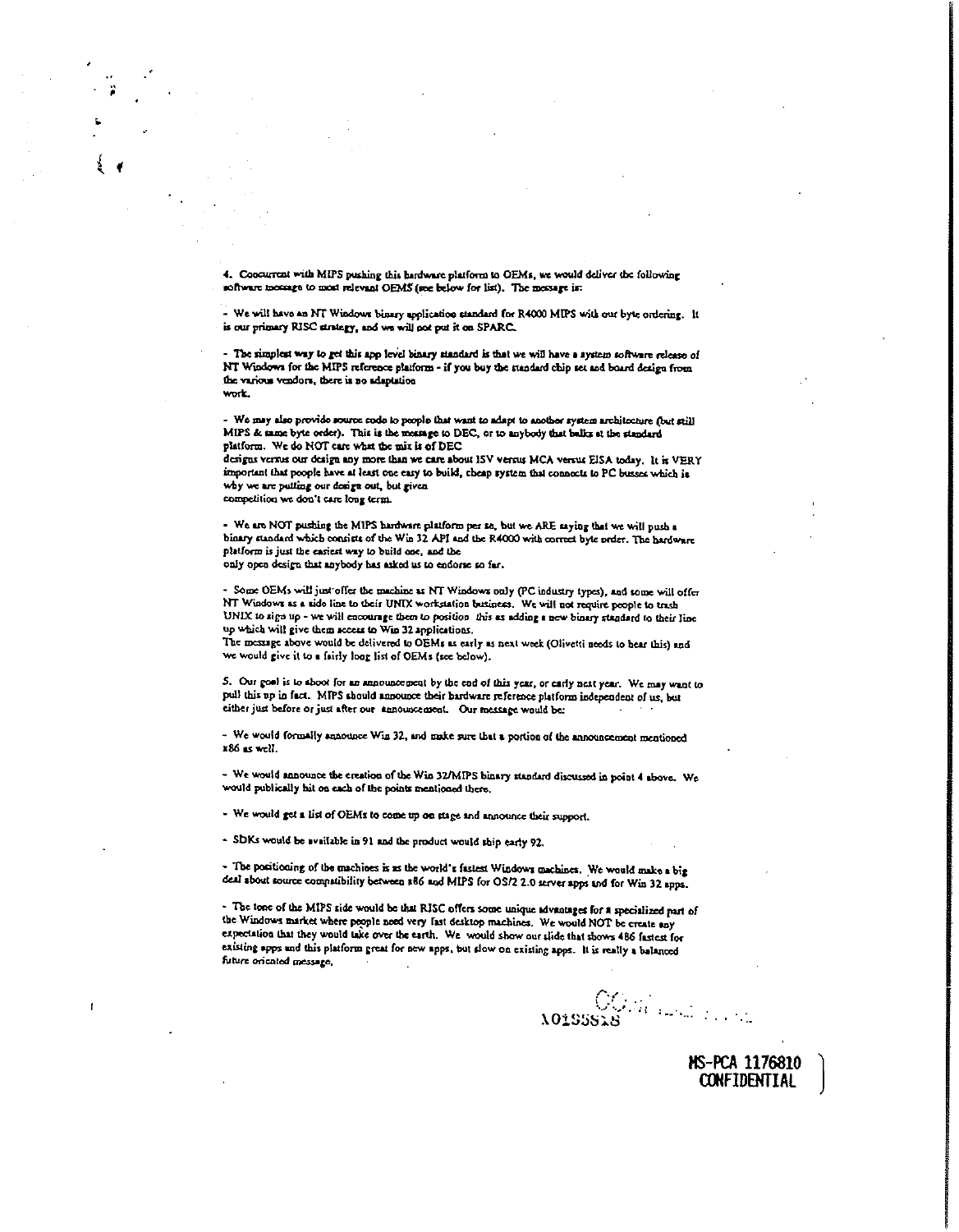4. Concurrent with MIPS pushing this hardware platform to OEMs, we would deliver the following software message to most relevant OEMS (see below for list). The message is:

- We will have an NT Windows binary application standard for R4000 MIPS with our byte ordering. It is our primary RISC strategy, and we will not put it on SPARC.

- The simplest way to get this app level binary standard is that we will have a system software release of NT Windows for the MIPS reference platform - if you buy the standard chip set and board design from the various vendors, there is no adaptation work.

- We may also provide source code to people that want to adapt to another system architecture (but still MIPS & same byte order). This is the message to DEC, or to anybody that balks at the standard platform. We do NOT care what the mix is of DEC designs versus our design any more than we care about ISV versus MCA versus EISA today. It is VERY important that people have at least one easy to build, cheap system that connects to PC busses which is why we are putting our design out, but given competition we don't care long term.

- We are NOT pushing the MIPS hardware platform per se, but we ARE saying that we will push a binary standard which consists of the Win 32 API and the R4000 with correct byte order. The hardware platform is just the easiest way to build one, and the only open design that anybody has asked us to endorse so far.

- Some OEMs will just offer the machine as NT Windows only (PC industry types), and some will offer NT Windows as a side line to their UNIX workstation business. We will not require people to trash UNIX to sign up - we will encourage them to position this as adding a new binary standard to their line up which will give them access to Win 32 applications.

The message above would be delivered to OEMs as early as next week (Olivetti needs to hear this) and we would give it to a fairly long list of OEMs (see below).

5. Our goal is to shoot for an announcement by the end of this year, or early next year. We may want to pull this up in fact. MIPS should announce their hardware reference platform independent of us, but either just before or just after our announcement. Our message would be:

- We would formally announce Win 32, and make sure that a portion of the announcement mentioned x86 as well.

- We would announce the creation of the Win 32/MIPS binary standard discussed in point 4 above. We would publically hit on each of the points mentioned there.

- We would get a list of OEMs to come up on stage and announce their support.

- SDKs would be available in 91 and the product would ship early 92.

- The positioning of the machines is as the world's fastest Windows machines. We would make a big deal about source compatibility between x86 and MIPS for OS/2 2.0 server apps and for Win 32 apps.

- The tone of the MIPS side would be that RISC offers some unique advantages for a specialized part of the Windows market where people need very fast desktop machines. We would NOT be create any expectation that they would take over the earth. We would show our slide that shows 486 fastest for existing apps and this platform great for new apps, but slow on existing apps. It is really a balanced future oriented message.

X0155818

MS-PCA 1176810
CONFIDENTIAL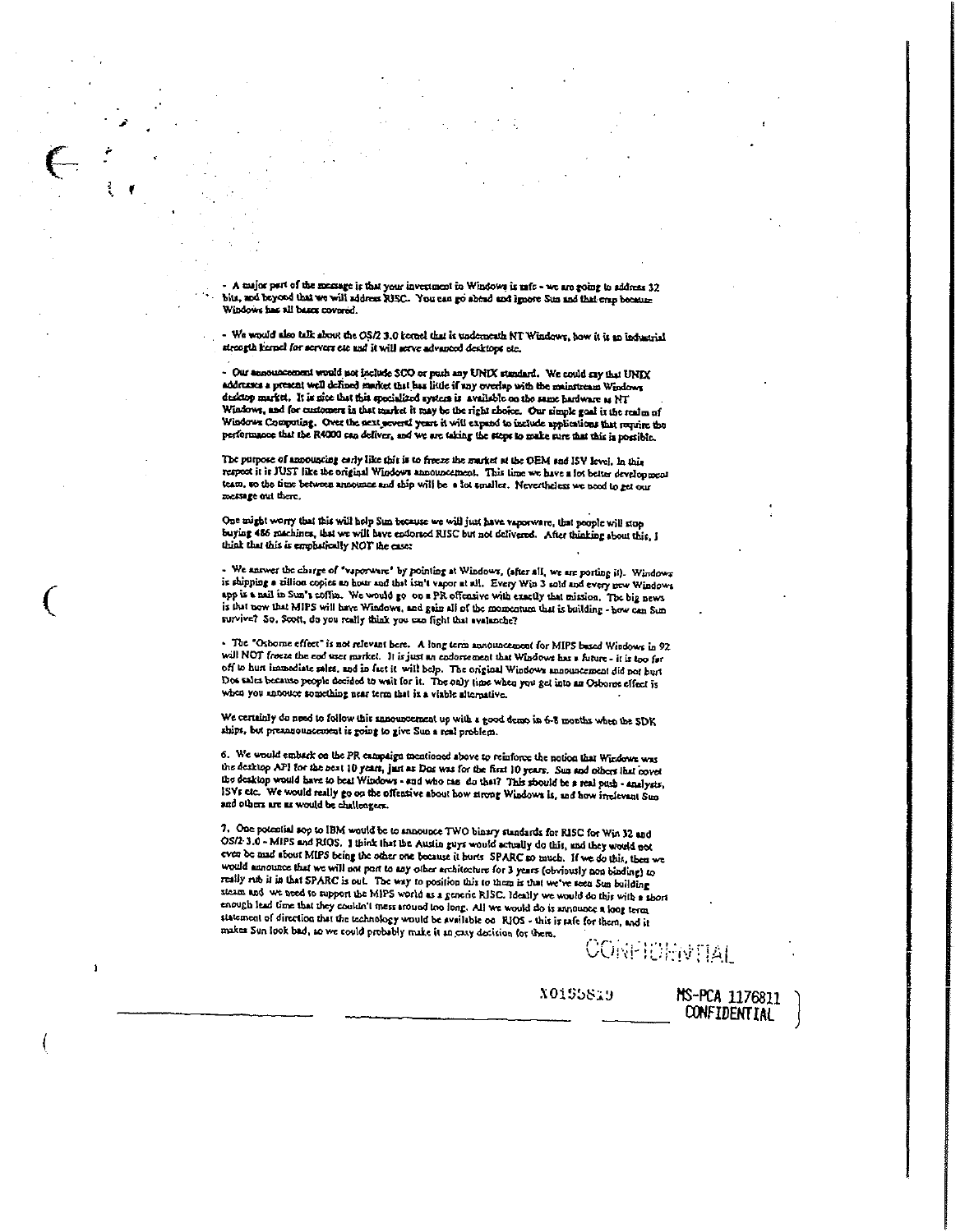- A major part of the message is that your investment in Windows is safe - we are going to address 32 bits, and beyond that we will address RISC. You can go ahead and ignore Sun and that crap because Windows has all bases covered.

- We would also talk about the OS/2 3.0 kernel that is underneath NT Windows, how it is an industrial strength kernel for servers etc and it will serve advanced desktops etc.

- Our announcement would not include SCO or push any UNIX standard. We could say that UNIX addresses a present well defined market that has little if any overlap with the mainstream Windows desktop market. It is nice that this specialized system is available on the same hardware as NT Windows, and for customers in that market it may be the right choice. Our simple goal is the realm of Windows Computing. Over the next several years it will expand to include applications that require the performance that the R4000 can deliver, and we are taking the steps to make sure that this is possible.

The purpose of announcing early like this is to freeze the market at the OEM and ISV level. In this respect it is JUST like the original Windows announcement. This time we have a lot better development team, so the time between announce and ship will be a lot smaller. Nevertheless we need to get our message out there.

One might worry that this will help Sun because we will just have vaporware, that people will stop buying 486 machines, that we will have endorsed RISC but not delivered. After thinking about this, I think that this is emphatically NOT the case:

- We answer the charge of "vaporware" by pointing at Windows, (after all, we are porting it). Windows is shipping a zillion copies an hour and that isn't vapor at all. Every Win 3 sold and every new Windows app is a nail in Sun's coffin. We would go on a PR offensive with exactly that mission. The big news is that now that MIPS will have Windows, and gain all of the momentum that is building - how can Sun survive? So, Scott, do you really think you can fight that avalanche?

- The "Osborne effect" is not relevant here. A long term announcement for MIPS based Windows in 92 will NOT freeze the end user market. It is just an endorsement that Windows has a future - it is too far off to hurt immediate sales, and in fact it will help. The original Windows announcement did not hurt Dos sales because people decided to wait for it. The only time when you get into an Osborne effect is when you annouce something near term that is a viable alternative.

We certainly do need to follow this announcement up with a good demo in 6-8 months when the SDK ships, but preannouncement is going to give Sun a real problem.

6. We would embark on the PR campaign mentioned above to reinforce the notion that Windows was the desktop API for the next 10 years, just as Dos was for the first 10 years. Sun and others that covet the desktop would have to beat Windows - and who can do that? This should be a real push - analysts, ISVs etc. We would really go on the offensive about how strong Windows is, and how irrelevant Sun and others are as would be challengers.

7. One potential sop to IBM would be to announce TWO binary standards for RISC for Win 32 and OS/2 3.0 - MIPS and RIOS. I think that the Austin guys would actually do this, and they would not even be mad about MIPS being the other one because it hurts SPARC so much. If we do this, then we would announce that we will not port to any other architecture for 3 years (obviously non binding) to really rub it in that SPARC is out. The way to position this to them is that we've seen Sun building steam and we need to support the MIPS world as a generic RISC. Ideally we would do this with a short enough lead time that they couldn't mess around too long. All we would do is announce a long term statement of direction that the technology would be available on RIOS - this is safe for them, and it makes Sun look bad, so we could probably make it an easy decision for them.

CONFIDENTIAL

X0155819

MS-PCA 1176811
CONFIDENTIAL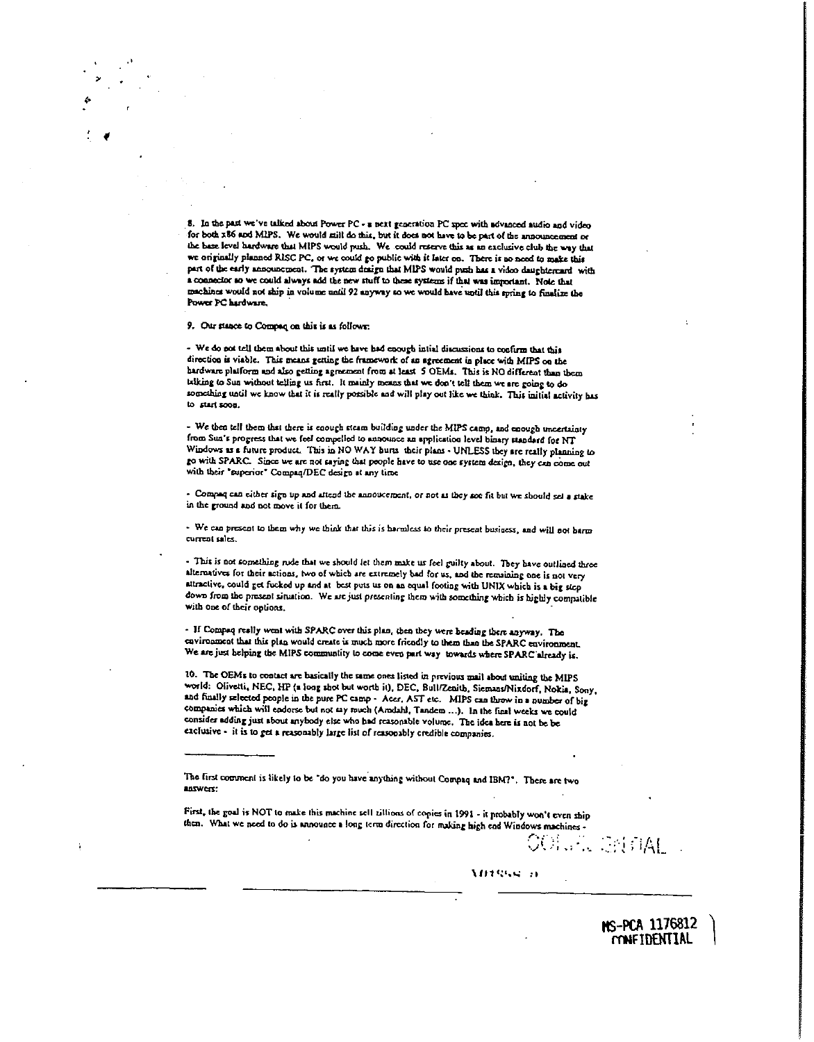8. In the past we've talked about Power PC - a next generation PC spec with advanced audio and video for both x86 and MIPS. We would still do this, but it does not have to be part of the announcement or the base level hardware that MIPS would push. We could reserve this as an exclusive club the way that we originally planned RISC PC, or we could go public with it later on. There is no need to make this part of the early announcement. The system design that MIPS would push has a video daughtercard with a connector so we could always add the new stuff to these systems if that was important. Note that machines would not ship in volume until 92 anyway so we would have until this spring to finalize the Power PC hardware.

9. Our stance to Compaq on this is as follows:

- We do not tell them about this until we have had enough intial discussions to confirm that this direction is viable. This means getting the framework of an agreement in place with MIPS on the hardware platform and also getting agreement from at least 5 OEMs. This is NO different than them talking to Sun without telling us first. It mainly means that we don't tell them we are going to do something until we know that it is really possible and will play out like we think. This initial activity has to start soon.

- We then tell them that there is enough steam building under the MIPS camp, and enough uncertainty from Sun's progress that we feel compelled to announce an application level binary standard for NT Windows as a future product. This in NO WAY hurts their plans - UNLESS they are really planning to go with SPARC. Since we are not saying that people have to use one system design, they can come out with their "superior" Compaq/DEC design at any time

- Compaq can either sign up and attend the annoucement, or not as they see fit but we should set a stake in the ground and not move it for them.

- We can present to them why we think that this is harmless to their present business, and will not harm current sales.

- This is not something rude that we should let them make us feel guilty about. They have outlined three alternatives for their actions, two of which are extremely bad for us, and the remaining one is not very attractive, could get fucked up and at best puts us on an equal footing with UNIX which is a big step down from the present situation. We are just presenting them with something which is highly compatible with one of their options.

- If Compaq really went with SPARC over this plan, then they were heading there anyway. The environment that this plan would create is much more friendly to them than the SPARC environment. We are just helping the MIPS community to come even part way towards where SPARC already is.

10. The OEMs to contact are basically the same ones listed in previous mail about uniting the MIPS world: Olivetti, NEC, HP (a long shot but worth it), DEC, Bull/Zenith, Siemans/Nixdorf, Nokia, Sony, and finally selected people in the pure PC camp - Acer, AST etc. MIPS can throw in a number of big companies which will endorse but not say much (Amdahl, Tandem ...). In the final weeks we could consider adding just about anybody else who had reasonable volume. The idea here is not be be exclusive - it is to get a reasonably large list of reasonably credible companies.

---

The first comment is likely to be "do you have anything without Compaq and IBM?". There are two answers:

First, the goal is NOT to make this machine sell zillions of copies in 1991 - it probably won't even ship then. What we need to do is announce a long term direction for making high end Windows machines -

CONFIDENTIAL

MS-PCA 1176812
CONFIDENTIAL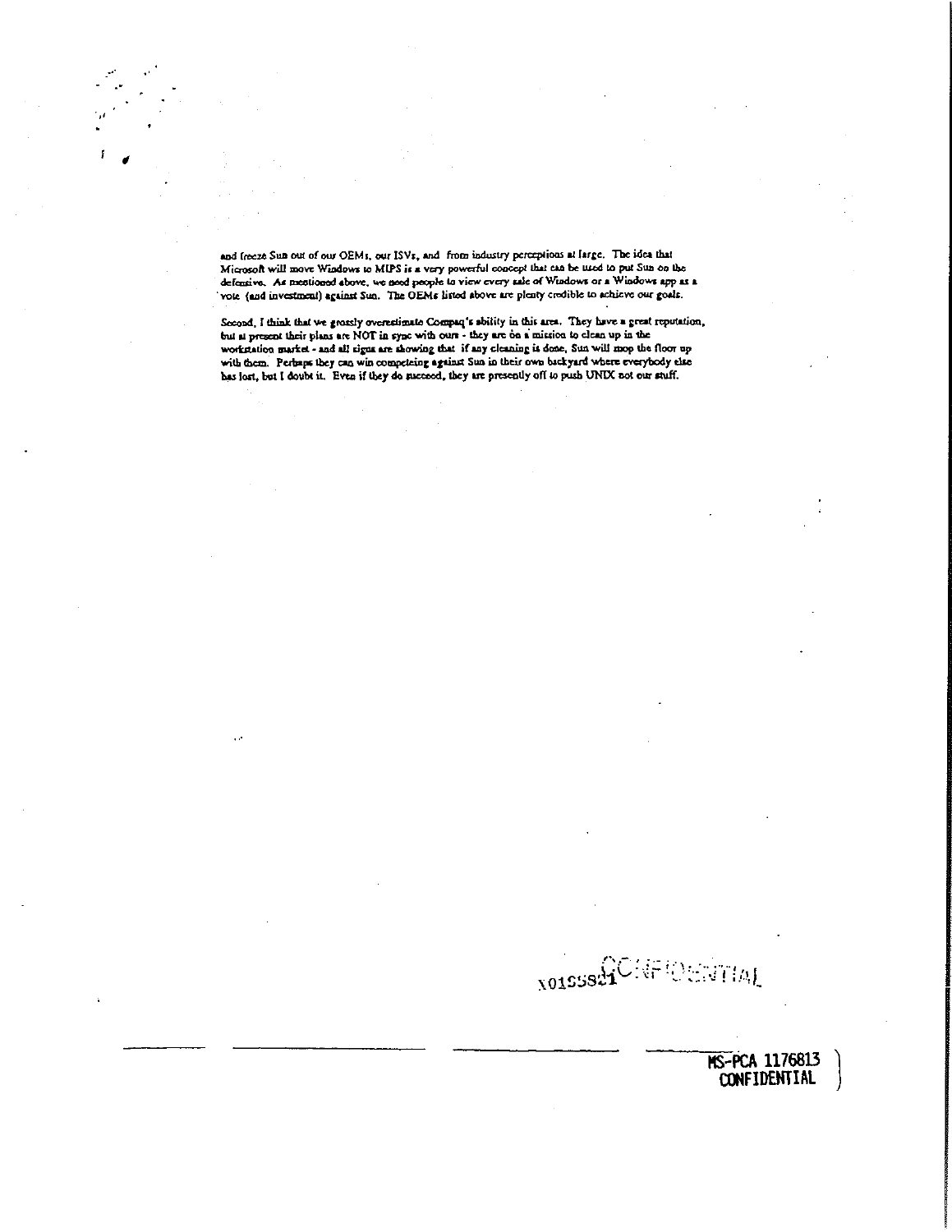and freeze Sun out of our OEMs, our ISVs, and from industry perceptions at large. The idea that Microsoft will move Windows to MIPS is a very powerful concept that can be used to put Sun on the defensive. As mentioned above, we need people to view every sale of Windows or a Windows app as a vote (and investment) against Sun. The OEMs listed above are plenty credible to achieve our goals.

Second, I think that we grossly overestimate Compaq's ability in this area. They have a great reputation, but at present their plans are NOT in sync with ours - they are on a mission to clean up in the workstation market - and all signs are showing that if any cleaning is done, Sun will mop the floor up with them. Perhaps they can win competeing against Sun in their own backyard where everybody else has lost, but I doubt it. Even if they do succeed, they are presently off to push UNIX not our stuff.

X0155821 CONFIDENTIAL

MS-PCA 1176813
CONFIDENTIAL